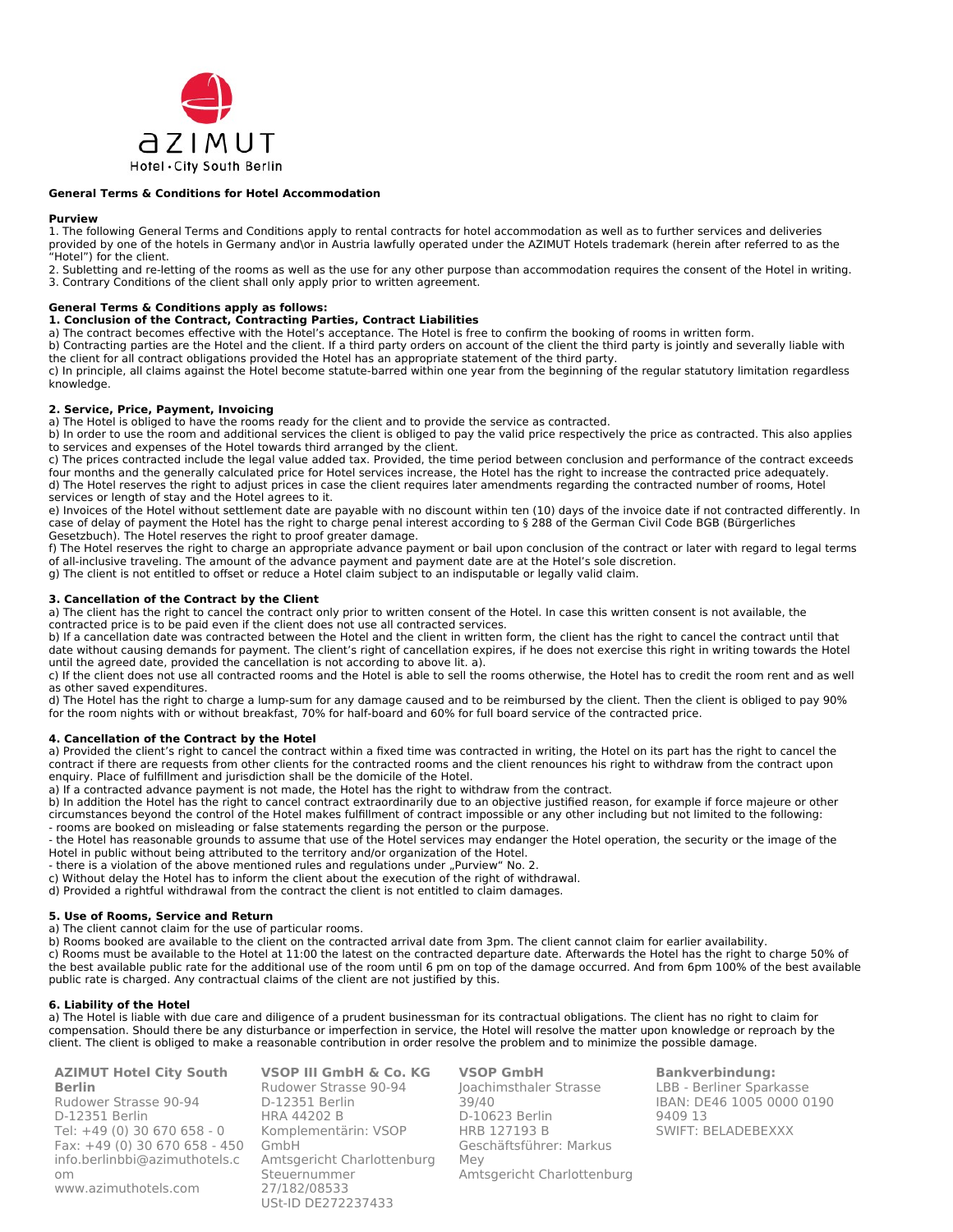azimut

Hotel · City South Berlin

## General Terms & Conditions for Hotel Accommodation

**Purview**

1. The following General Terms and Conditions apply to rental contracts for hotel accommodation as well as to further services and deliveries provided by one of the hotels in Germany and\or in Austria lawfully operated under the AZIMUT Hotels trademark (herein after referred to as the "Hotel") for the client.
2. Subletting and re-letting of the rooms as well as the use for any other purpose than accommodation requires the consent of the Hotel in writing.
3. Contrary Conditions of the client shall only apply prior to written agreement.

**General Terms & Conditions apply as follows:**

**1. Conclusion of the Contract, Contracting Parties, Contract Liabilities**

a) The contract becomes effective with the Hotel's acceptance. The Hotel is free to confirm the booking of rooms in written form.
b) Contracting parties are the Hotel and the client. If a third party orders on account of the client the third party is jointly and severally liable with the client for all contract obligations provided the Hotel has an appropriate statement of the third party.
c) In principle, all claims against the Hotel become statute-barred within one year from the beginning of the regular statutory limitation regardless knowledge.

**2. Service, Price, Payment, Invoicing**

a) The Hotel is obliged to have the rooms ready for the client and to provide the service as contracted.
b) In order to use the room and additional services the client is obliged to pay the valid price respectively the price as contracted. This also applies to services and expenses of the Hotel towards third arranged by the client.
c) The prices contracted include the legal value added tax. Provided, the time period between conclusion and performance of the contract exceeds four months and the generally calculated price for Hotel services increase, the Hotel has the right to increase the contracted price adequately.
d) The Hotel reserves the right to adjust prices in case the client requires later amendments regarding the contracted number of rooms, Hotel services or length of stay and the Hotel agrees to it.
e) Invoices of the Hotel without settlement date are payable with no discount within ten (10) days of the invoice date if not contracted differently. In case of delay of payment the Hotel has the right to charge penal interest according to § 288 of the German Civil Code BGB (Bürgerliches Gesetzbuch). The Hotel reserves the right to proof greater damage.
f) The Hotel reserves the right to charge an appropriate advance payment or bail upon conclusion of the contract or later with regard to legal terms of all-inclusive traveling. The amount of the advance payment and payment date are at the Hotel's sole discretion.
g) The client is not entitled to offset or reduce a Hotel claim subject to an indisputable or legally valid claim.

**3. Cancellation of the Contract by the Client**

a) The client has the right to cancel the contract only prior to written consent of the Hotel. In case this written consent is not available, the contracted price is to be paid even if the client does not use all contracted services.
b) If a cancellation date was contracted between the Hotel and the client in written form, the client has the right to cancel the contract until that date without causing demands for payment. The client's right of cancellation expires, if he does not exercise this right in writing towards the Hotel until the agreed date, provided the cancellation is not according to above lit. a).
c) If the client does not use all contracted rooms and the Hotel is able to sell the rooms otherwise, the Hotel has to credit the room rent and as well as other saved expenditures.
d) The Hotel has the right to charge a lump-sum for any damage caused and to be reimbursed by the client. Then the client is obliged to pay 90% for the room nights with or without breakfast, 70% for half-board and 60% for full board service of the contracted price.

**4. Cancellation of the Contract by the Hotel**

a) Provided the client's right to cancel the contract within a fixed time was contracted in writing, the Hotel on its part has the right to cancel the contract if there are requests from other clients for the contracted rooms and the client renounces his right to withdraw from the contract upon enquiry. Place of fulfillment and jurisdiction shall be the domicile of the Hotel.
a) If a contracted advance payment is not made, the Hotel has the right to withdraw from the contract.
b) In addition the Hotel has the right to cancel contract extraordinarily due to an objective justified reason, for example if force majeure or other circumstances beyond the control of the Hotel makes fulfillment of contract impossible or any other including but not limited to the following:
- rooms are booked on misleading or false statements regarding the person or the purpose.
- the Hotel has reasonable grounds to assume that use of the Hotel services may endanger the Hotel operation, the security or the image of the Hotel in public without being attributed to the territory and/or organization of the Hotel.
- there is a violation of the above mentioned rules and regulations under „Purview" No. 2.

c) Without delay the Hotel has to inform the client about the execution of the right of withdrawal.
d) Provided a rightful withdrawal from the contract the client is not entitled to claim damages.

**5. Use of Rooms, Service and Return**

a) The client cannot claim for the use of particular rooms.
b) Rooms booked are available to the client on the contracted arrival date from 3pm. The client cannot claim for earlier availability.
c) Rooms must be available to the Hotel at 11:00 the latest on the contracted departure date. Afterwards the Hotel has the right to charge 50% of the best available public rate for the additional use of the room until 6 pm on top of the damage occurred. And from 6pm 100% of the best available public rate is charged. Any contractual claims of the client are not justified by this.

**6. Liability of the Hotel**

a) The Hotel is liable with due care and diligence of a prudent businessman for its contractual obligations. The client has no right to claim for compensation. Should there be any disturbance or imperfection in service, the Hotel will resolve the matter upon knowledge or reproach by the client. The client is obliged to make a reasonable contribution in order resolve the problem and to minimize the possible damage.

**AZIMUT Hotel City South Berlin**
Rudower Strasse 90-94
D-12351 Berlin
Tel: +49 (0) 30 670 658 - 0
Fax: +49 (0) 30 670 658 - 450
info.berlinbbi@azimuthotels.com
www.azimuthotels.com

**VSOP III GmbH & Co. KG**
Rudower Strasse 90-94
D-12351 Berlin
HRA 44202 B
Komplementärin: VSOP GmbH
Amtsgericht Charlottenburg
Steuernummer 27/182/08533
USt-ID DE272237433

**VSOP GmbH**
Joachimsthaler Strasse 39/40
D-10623 Berlin
HRB 127193 B
Geschäftsführer: Markus Mey
Amtsgericht Charlottenburg

**Bankverbindung:**
LBB - Berliner Sparkasse
IBAN: DE46 1005 0000 0190 9409 13
SWIFT: BELADEBEXXX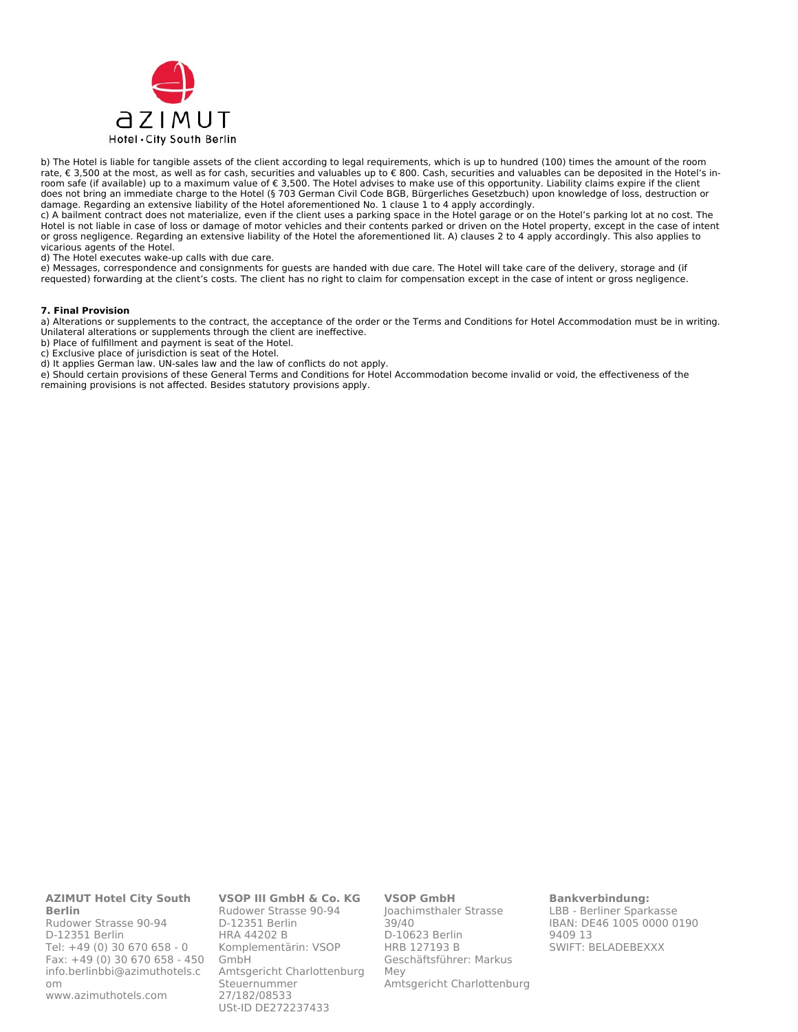b) The Hotel is liable for tangible assets of the client according to legal requirements, which is up to hundred (100) times the amount of the room rate, € 3,500 at the most, as well as for cash, securities and valuables up to € 800. Cash, securities and valuables can be deposited in the Hotel's in-room safe (if available) up to a maximum value of € 3,500. The Hotel advises to make use of this opportunity. Liability claims expire if the client does not bring an immediate charge to the Hotel (§ 703 German Civil Code BGB, Bürgerliches Gesetzbuch) upon knowledge of loss, destruction or damage. Regarding an extensive liability of the Hotel aforementioned No. 1 clause 1 to 4 apply accordingly.
c) A bailment contract does not materialize, even if the client uses a parking space in the Hotel garage or on the Hotel's parking lot at no cost. The Hotel is not liable in case of loss or damage of motor vehicles and their contents parked or driven on the Hotel property, except in the case of intent or gross negligence. Regarding an extensive liability of the Hotel the aforementioned lit. A) clauses 2 to 4 apply accordingly. This also applies to vicarious agents of the Hotel.
d) The Hotel executes wake-up calls with due care.
e) Messages, correspondence and consignments for guests are handed with due care. The Hotel will take care of the delivery, storage and (if requested) forwarding at the client's costs. The client has no right to claim for compensation except in the case of intent or gross negligence.

**7. Final Provision**

a) Alterations or supplements to the contract, the acceptance of the order or the Terms and Conditions for Hotel Accommodation must be in writing. Unilateral alterations or supplements through the client are ineffective.
b) Place of fulfillment and payment is seat of the Hotel.
c) Exclusive place of jurisdiction is seat of the Hotel.
d) It applies German law. UN-sales law and the law of conflicts do not apply.
e) Should certain provisions of these General Terms and Conditions for Hotel Accommodation become invalid or void, the effectiveness of the remaining provisions is not affected. Besides statutory provisions apply.